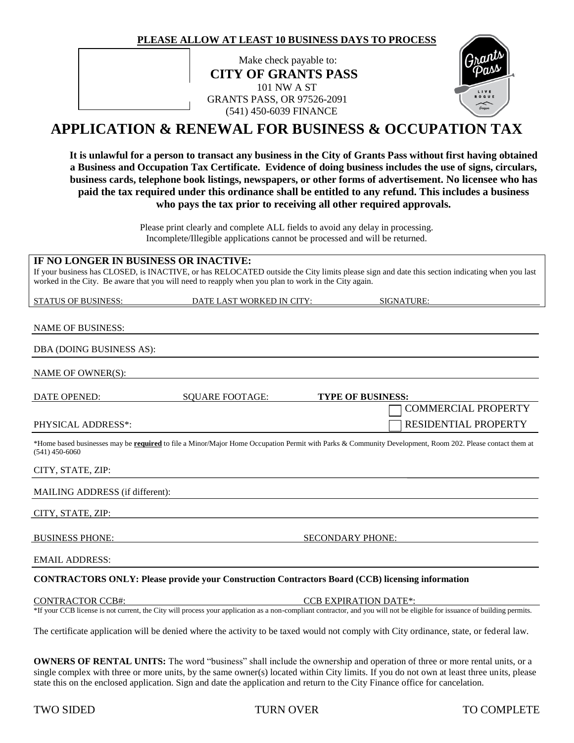**PLEASE ALLOW AT LEAST 10 BUSINESS DAYS TO PROCESS**

Make check payable to:
**CITY OF GRANTS PASS**
101 NW A ST
GRANTS PASS, OR 97526-2091
(541) 450-6039 FINANCE

# APPLICATION & RENEWAL FOR BUSINESS & OCCUPATION TAX

**It is unlawful for a person to transact any business in the City of Grants Pass without first having obtained a Business and Occupation Tax Certificate. Evidence of doing business includes the use of signs, circulars, business cards, telephone book listings, newspapers, or other forms of advertisement. No licensee who has paid the tax required under this ordinance shall be entitled to any refund. This includes a business who pays the tax prior to receiving all other required approvals.**

Please print clearly and complete ALL fields to avoid any delay in processing.
Incomplete/Illegible applications cannot be processed and will be returned.

**IF NO LONGER IN BUSINESS OR INACTIVE:**
If your business has CLOSED, is INACTIVE, or has RELOCATED outside the City limits please sign and date this section indicating when you last worked in the City. Be aware that you will need to reapply when you plan to work in the City again.

STATUS OF BUSINESS: ____________ DATE LAST WORKED IN CITY: ____________ SIGNATURE: ____________

NAME OF BUSINESS: ____________

DBA (DOING BUSINESS AS): ____________

NAME OF OWNER(S): ____________

DATE OPENED: ____________ SQUARE FOOTAGE: ____________ **TYPE OF BUSINESS:**

☐ COMMERCIAL PROPERTY

PHYSICAL ADDRESS*: ____________ ☐ RESIDENTIAL PROPERTY

*Home based businesses may be **required** to file a Minor/Major Home Occupation Permit with Parks & Community Development, Room 202. Please contact them at (541) 450-6060

CITY, STATE, ZIP: ____________

MAILING ADDRESS (if different): ____________

CITY, STATE, ZIP: ____________

BUSINESS PHONE: ____________ SECONDARY PHONE: ____________

EMAIL ADDRESS: ____________

**CONTRACTORS ONLY: Please provide your Construction Contractors Board (CCB) licensing information**

CONTRACTOR CCB#: ____________ CCB EXPIRATION DATE*: ____________

*If your CCB license is not current, the City will process your application as a non-compliant contractor, and you will not be eligible for issuance of building permits.

The certificate application will be denied where the activity to be taxed would not comply with City ordinance, state, or federal law.

**OWNERS OF RENTAL UNITS:** The word "business" shall include the ownership and operation of three or more rental units, or a single complex with three or more units, by the same owner(s) located within City limits. If you do not own at least three units, please state this on the enclosed application. Sign and date the application and return to the City Finance office for cancelation.

TWO SIDED TURN OVER TO COMPLETE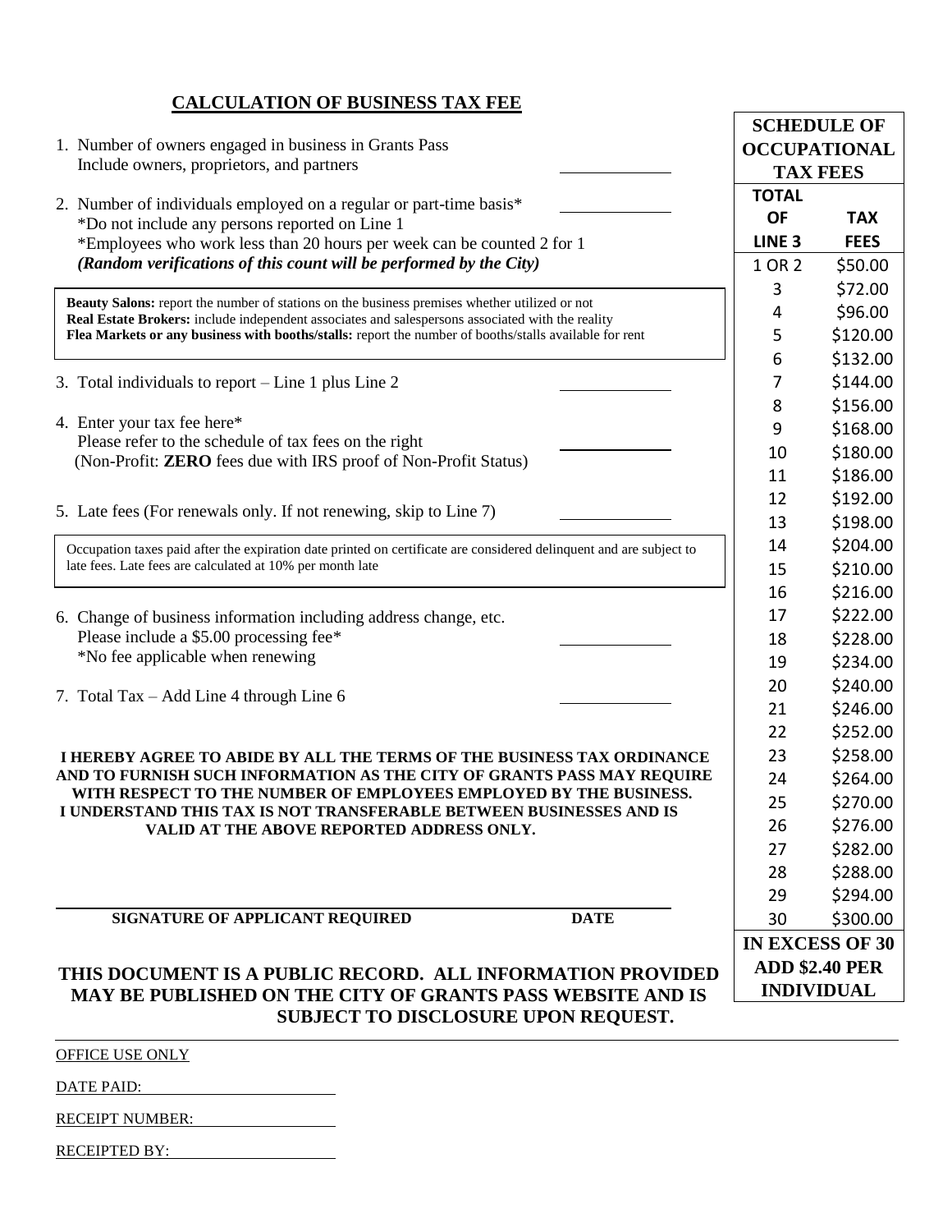## CALCULATION OF BUSINESS TAX FEE

1. Number of owners engaged in business in Grants Pass
   Include owners, proprietors, and partners ______________

2. Number of individuals employed on a regular or part-time basis* ______________
   *Do not include any persons reported on Line 1
   *Employees who work less than 20 hours per week can be counted 2 for 1
   ***(Random verifications of this count will be performed by the City)***

> **Beauty Salons:** report the number of stations on the business premises whether utilized or not
> **Real Estate Brokers:** include independent associates and salespersons associated with the reality
> **Flea Markets or any business with booths/stalls:** report the number of booths/stalls available for rent

3. Total individuals to report – Line 1 plus Line 2 ______________

4. Enter your tax fee here*
   Please refer to the schedule of tax fees on the right ______________
   (Non-Profit: **ZERO** fees due with IRS proof of Non-Profit Status)

5. Late fees (For renewals only. If not renewing, skip to Line 7) ______________

> Occupation taxes paid after the expiration date printed on certificate are considered delinquent and are subject to late fees. Late fees are calculated at 10% per month late

6. Change of business information including address change, etc.
   Please include a $5.00 processing fee* ______________
   *No fee applicable when renewing

7. Total Tax – Add Line 4 through Line 6 ______________

**I HEREBY AGREE TO ABIDE BY ALL THE TERMS OF THE BUSINESS TAX ORDINANCE AND TO FURNISH SUCH INFORMATION AS THE CITY OF GRANTS PASS MAY REQUIRE WITH RESPECT TO THE NUMBER OF EMPLOYEES EMPLOYED BY THE BUSINESS. I UNDERSTAND THIS TAX IS NOT TRANSFERABLE BETWEEN BUSINESSES AND IS VALID AT THE ABOVE REPORTED ADDRESS ONLY.**

______________________________________________

**SIGNATURE OF APPLICANT REQUIRED** **DATE**

**THIS DOCUMENT IS A PUBLIC RECORD. ALL INFORMATION PROVIDED MAY BE PUBLISHED ON THE CITY OF GRANTS PASS WEBSITE AND IS SUBJECT TO DISCLOSURE UPON REQUEST.**

### SCHEDULE OF OCCUPATIONAL TAX FEES

| TOTAL OF LINE 3 | TAX FEES |
|---|---|
| 1 OR 2 | $50.00 |
| 3 | $72.00 |
| 4 | $96.00 |
| 5 | $120.00 |
| 6 | $132.00 |
| 7 | $144.00 |
| 8 | $156.00 |
| 9 | $168.00 |
| 10 | $180.00 |
| 11 | $186.00 |
| 12 | $192.00 |
| 13 | $198.00 |
| 14 | $204.00 |
| 15 | $210.00 |
| 16 | $216.00 |
| 17 | $222.00 |
| 18 | $228.00 |
| 19 | $234.00 |
| 20 | $240.00 |
| 21 | $246.00 |
| 22 | $252.00 |
| 23 | $258.00 |
| 24 | $264.00 |
| 25 | $270.00 |
| 26 | $276.00 |
| 27 | $282.00 |
| 28 | $288.00 |
| 29 | $294.00 |
| 30 | $300.00 |
| **IN EXCESS OF 30 ADD $2.40 PER INDIVIDUAL** | |

---

OFFICE USE ONLY

DATE PAID: ______________________

RECEIPT NUMBER: ______________________

RECEIPTED BY: ______________________